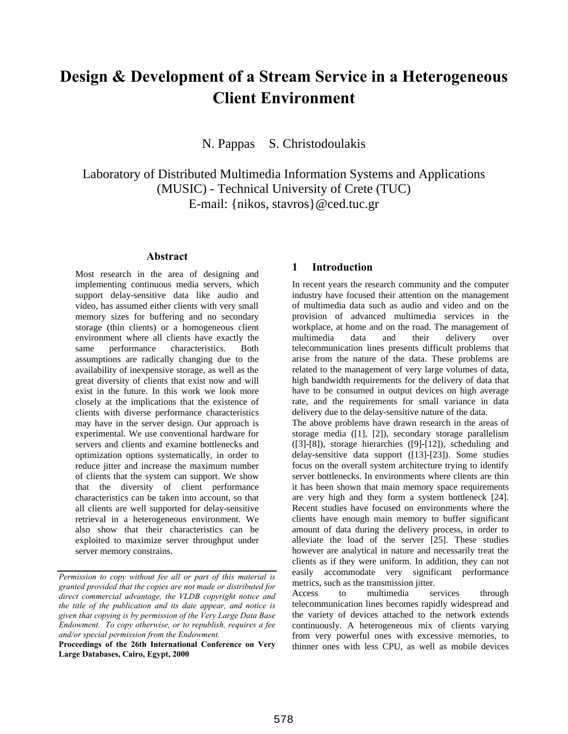# Design & Development of a Stream Service in a Heterogeneous Client Environment

N. Pappas S. Christodoulakis

Laboratory of Distributed Multimedia Information Systems and Applications (MUSIC) - Technical University of Crete (TUC)
E-mail: {nikos, stavros}@ced.tuc.gr

## Abstract

Most research in the area of designing and implementing continuous media servers, which support delay-sensitive data like audio and video, has assumed either clients with very small memory sizes for buffering and no secondary storage (thin clients) or a homogeneous client environment where all clients have exactly the same performance characteristics. Both assumptions are radically changing due to the availability of inexpensive storage, as well as the great diversity of clients that exist now and will exist in the future. In this work we look more closely at the implications that the existence of clients with diverse performance characteristics may have in the server design. Our approach is experimental. We use conventional hardware for servers and clients and examine bottlenecks and optimization options systematically, in order to reduce jitter and increase the maximum number of clients that the system can support. We show that the diversity of client performance characteristics can be taken into account, so that all clients are well supported for delay-sensitive retrieval in a heterogeneous environment. We also show that their characteristics can be exploited to maximize server throughput under server memory constrains.

*Permission to copy without fee all or part of this material is granted provided that the copies are not made or distributed for direct commercial advantage, the VLDB copyright notice and the title of the publication and its date appear, and notice is given that copying is by permission of the Very Large Data Base Endowment. To copy otherwise, or to republish, requires a fee and/or special permission from the Endowment.*

**Proceedings of the 26th International Conference on Very Large Databases, Cairo, Egypt, 2000**

## 1 Introduction

In recent years the research community and the computer industry have focused their attention on the management of multimedia data such as audio and video and on the provision of advanced multimedia services in the workplace, at home and on the road. The management of multimedia data and their delivery over telecommunication lines presents difficult problems that arise from the nature of the data. These problems are related to the management of very large volumes of data, high bandwidth requirements for the delivery of data that have to be consumed in output devices on high average rate, and the requirements for small variance in data delivery due to the delay-sensitive nature of the data.

The above problems have drawn research in the areas of storage media ([1], [2]), secondary storage parallelism ([3]-[8]), storage hierarchies ([9]-[12]), scheduling and delay-sensitive data support ([13]-[23]). Some studies focus on the overall system architecture trying to identify server bottlenecks. In environments where clients are thin it has been shown that main memory space requirements are very high and they form a system bottleneck [24]. Recent studies have focused on environments where the clients have enough main memory to buffer significant amount of data during the delivery process, in order to alleviate the load of the server [25]. These studies however are analytical in nature and necessarily treat the clients as if they were uniform. In addition, they can not easily accommodate very significant performance metrics, such as the transmission jitter.

Access to multimedia services through telecommunication lines becomes rapidly widespread and the variety of devices attached to the network extends continuously. A heterogeneous mix of clients varying from very powerful ones with excessive memories, to thinner ones with less CPU, as well as mobile devices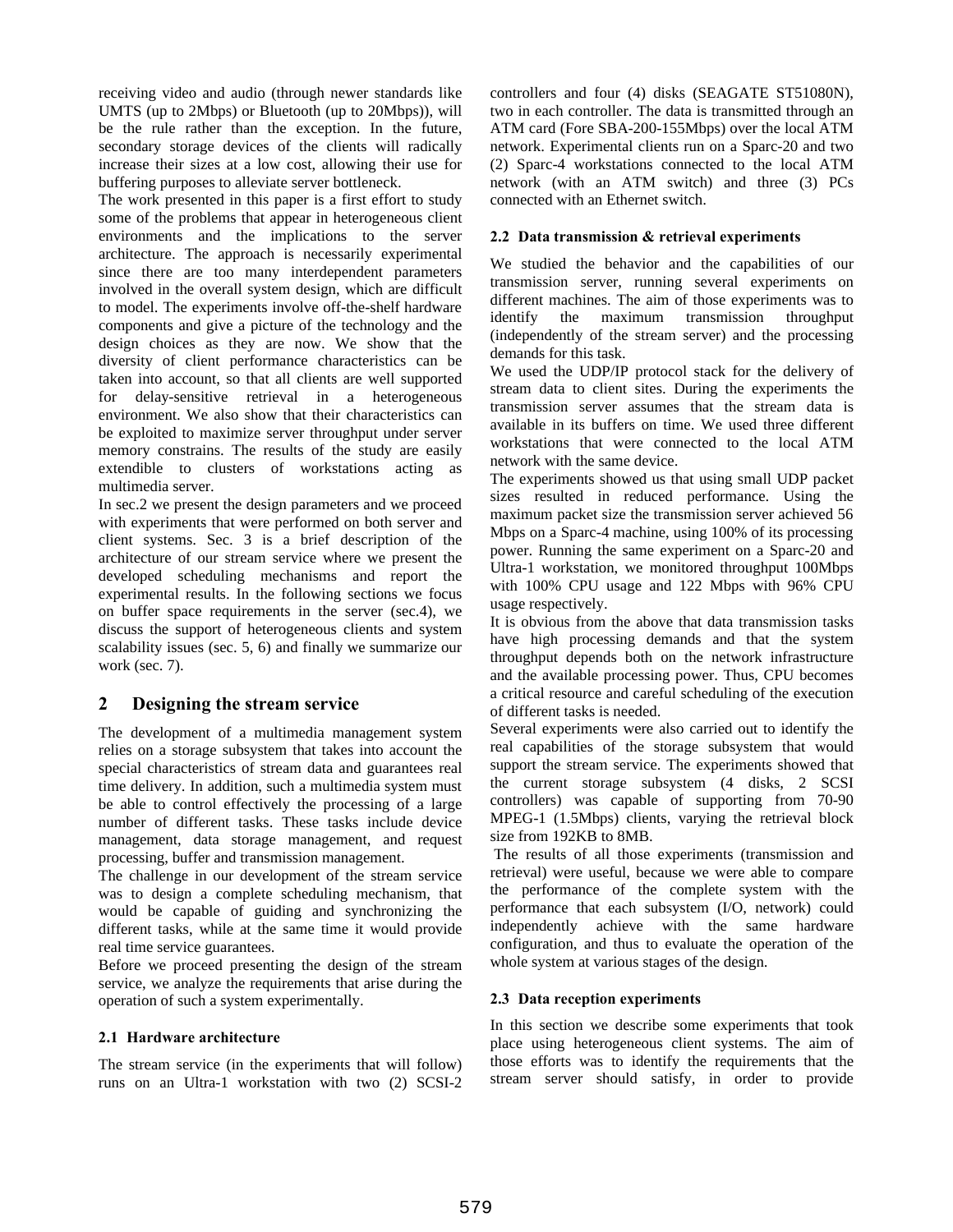receiving video and audio (through newer standards like UMTS (up to 2Mbps) or Bluetooth (up to 20Mbps)), will be the rule rather than the exception. In the future, secondary storage devices of the clients will radically increase their sizes at a low cost, allowing their use for buffering purposes to alleviate server bottleneck.

The work presented in this paper is a first effort to study some of the problems that appear in heterogeneous client environments and the implications to the server architecture. The approach is necessarily experimental since there are too many interdependent parameters involved in the overall system design, which are difficult to model. The experiments involve off-the-shelf hardware components and give a picture of the technology and the design choices as they are now. We show that the diversity of client performance characteristics can be taken into account, so that all clients are well supported for delay-sensitive retrieval in a heterogeneous environment. We also show that their characteristics can be exploited to maximize server throughput under server memory constrains. The results of the study are easily extendible to clusters of workstations acting as multimedia server.

In sec.2 we present the design parameters and we proceed with experiments that were performed on both server and client systems. Sec. 3 is a brief description of the architecture of our stream service where we present the developed scheduling mechanisms and report the experimental results. In the following sections we focus on buffer space requirements in the server (sec.4), we discuss the support of heterogeneous clients and system scalability issues (sec. 5, 6) and finally we summarize our work (sec. 7).

## 2 Designing the stream service

The development of a multimedia management system relies on a storage subsystem that takes into account the special characteristics of stream data and guarantees real time delivery. In addition, such a multimedia system must be able to control effectively the processing of a large number of different tasks. These tasks include device management, data storage management, and request processing, buffer and transmission management.

The challenge in our development of the stream service was to design a complete scheduling mechanism, that would be capable of guiding and synchronizing the different tasks, while at the same time it would provide real time service guarantees.

Before we proceed presenting the design of the stream service, we analyze the requirements that arise during the operation of such a system experimentally.

### 2.1 Hardware architecture

The stream service (in the experiments that will follow) runs on an Ultra-1 workstation with two (2) SCSI-2 controllers and four (4) disks (SEAGATE ST51080N), two in each controller. The data is transmitted through an ATM card (Fore SBA-200-155Mbps) over the local ATM network. Experimental clients run on a Sparc-20 and two (2) Sparc-4 workstations connected to the local ATM network (with an ATM switch) and three (3) PCs connected with an Ethernet switch.

### 2.2 Data transmission & retrieval experiments

We studied the behavior and the capabilities of our transmission server, running several experiments on different machines. The aim of those experiments was to identify the maximum transmission throughput (independently of the stream server) and the processing demands for this task.

We used the UDP/IP protocol stack for the delivery of stream data to client sites. During the experiments the transmission server assumes that the stream data is available in its buffers on time. We used three different workstations that were connected to the local ATM network with the same device.

The experiments showed us that using small UDP packet sizes resulted in reduced performance. Using the maximum packet size the transmission server achieved 56 Mbps on a Sparc-4 machine, using 100% of its processing power. Running the same experiment on a Sparc-20 and Ultra-1 workstation, we monitored throughput 100Mbps with 100% CPU usage and 122 Mbps with 96% CPU usage respectively.

It is obvious from the above that data transmission tasks have high processing demands and that the system throughput depends both on the network infrastructure and the available processing power. Thus, CPU becomes a critical resource and careful scheduling of the execution of different tasks is needed.

Several experiments were also carried out to identify the real capabilities of the storage subsystem that would support the stream service. The experiments showed that the current storage subsystem (4 disks, 2 SCSI controllers) was capable of supporting from 70-90 MPEG-1 (1.5Mbps) clients, varying the retrieval block size from 192KB to 8MB.

The results of all those experiments (transmission and retrieval) were useful, because we were able to compare the performance of the complete system with the performance that each subsystem (I/O, network) could independently achieve with the same hardware configuration, and thus to evaluate the operation of the whole system at various stages of the design.

### 2.3 Data reception experiments

In this section we describe some experiments that took place using heterogeneous client systems. The aim of those efforts was to identify the requirements that the stream server should satisfy, in order to provide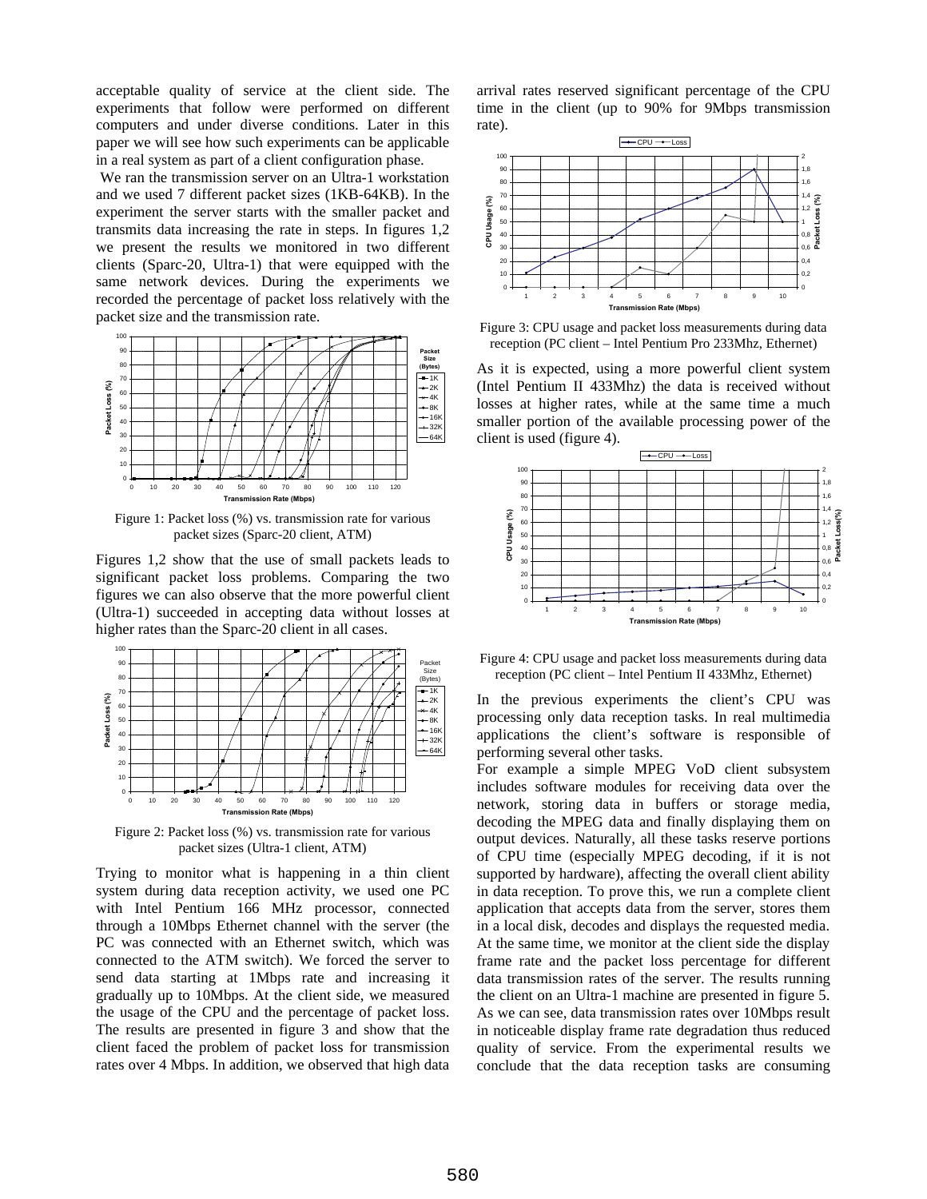acceptable quality of service at the client side. The experiments that follow were performed on different computers and under diverse conditions. Later in this paper we will see how such experiments can be applicable in a real system as part of a client configuration phase.

We ran the transmission server on an Ultra-1 workstation and we used 7 different packet sizes (1KB-64KB). In the experiment the server starts with the smaller packet and transmits data increasing the rate in steps. In figures 1,2 we present the results we monitored in two different clients (Sparc-20, Ultra-1) that were equipped with the same network devices. During the experiments we recorded the percentage of packet loss relatively with the packet size and the transmission rate.

Figure 1: Packet loss (%) vs. transmission rate for various packet sizes (Sparc-20 client, ATM)

Figures 1,2 show that the use of small packets leads to significant packet loss problems. Comparing the two figures we can also observe that the more powerful client (Ultra-1) succeeded in accepting data without losses at higher rates than the Sparc-20 client in all cases.

Figure 2: Packet loss (%) vs. transmission rate for various packet sizes (Ultra-1 client, ATM)

Trying to monitor what is happening in a thin client system during data reception activity, we used one PC with Intel Pentium 166 MHz processor, connected through a 10Mbps Ethernet channel with the server (the PC was connected with an Ethernet switch, which was connected to the ATM switch). We forced the server to send data starting at 1Mbps rate and increasing it gradually up to 10Mbps. At the client side, we measured the usage of the CPU and the percentage of packet loss. The results are presented in figure 3 and show that the client faced the problem of packet loss for transmission rates over 4 Mbps. In addition, we observed that high data arrival rates reserved significant percentage of the CPU time in the client (up to 90% for 9Mbps transmission rate).

Figure 3: CPU usage and packet loss measurements during data reception (PC client – Intel Pentium Pro 233Mhz, Ethernet)

As it is expected, using a more powerful client system (Intel Pentium II 433Mhz) the data is received without losses at higher rates, while at the same time a much smaller portion of the available processing power of the client is used (figure 4).

Figure 4: CPU usage and packet loss measurements during data reception (PC client – Intel Pentium II 433Mhz, Ethernet)

In the previous experiments the client's CPU was processing only data reception tasks. In real multimedia applications the client's software is responsible of performing several other tasks.

For example a simple MPEG VoD client subsystem includes software modules for receiving data over the network, storing data in buffers or storage media, decoding the MPEG data and finally displaying them on output devices. Naturally, all these tasks reserve portions of CPU time (especially MPEG decoding, if it is not supported by hardware), affecting the overall client ability in data reception. To prove this, we run a complete client application that accepts data from the server, stores them in a local disk, decodes and displays the requested media. At the same time, we monitor at the client side the display frame rate and the packet loss percentage for different data transmission rates of the server. The results running the client on an Ultra-1 machine are presented in figure 5. As we can see, data transmission rates over 10Mbps result in noticeable display frame rate degradation thus reduced quality of service. From the experimental results we conclude that the data reception tasks are consuming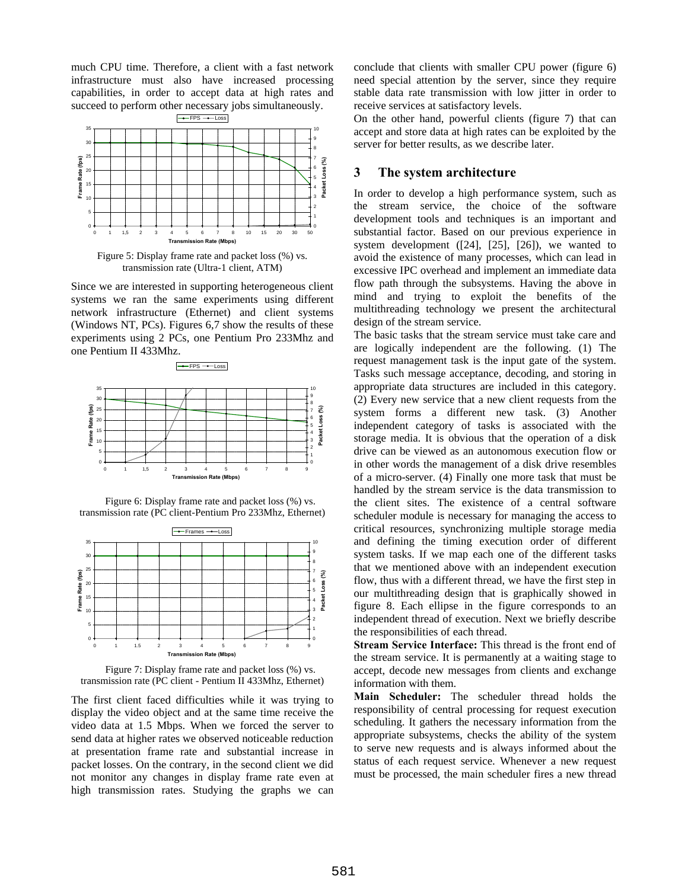much CPU time. Therefore, a client with a fast network infrastructure must also have increased processing capabilities, in order to accept data at high rates and succeed to perform other necessary jobs simultaneously.

Figure 5: Display frame rate and packet loss (%) vs. transmission rate (Ultra-1 client, ATM)

Since we are interested in supporting heterogeneous client systems we ran the same experiments using different network infrastructure (Ethernet) and client systems (Windows NT, PCs). Figures 6,7 show the results of these experiments using 2 PCs, one Pentium Pro 233Mhz and one Pentium II 433Mhz.

Figure 6: Display frame rate and packet loss (%) vs. transmission rate (PC client-Pentium Pro 233Mhz, Ethernet)

Figure 7: Display frame rate and packet loss (%) vs. transmission rate (PC client - Pentium II 433Mhz, Ethernet)

The first client faced difficulties while it was trying to display the video object and at the same time receive the video data at 1.5 Mbps. When we forced the server to send data at higher rates we observed noticeable reduction at presentation frame rate and substantial increase in packet losses. On the contrary, in the second client we did not monitor any changes in display frame rate even at high transmission rates. Studying the graphs we can conclude that clients with smaller CPU power (figure 6) need special attention by the server, since they require stable data rate transmission with low jitter in order to receive services at satisfactory levels.

On the other hand, powerful clients (figure 7) that can accept and store data at high rates can be exploited by the server for better results, as we describe later.

## 3 The system architecture

In order to develop a high performance system, such as the stream service, the choice of the software development tools and techniques is an important and substantial factor. Based on our previous experience in system development ([24], [25], [26]), we wanted to avoid the existence of many processes, which can lead in excessive IPC overhead and implement an immediate data flow path through the subsystems. Having the above in mind and trying to exploit the benefits of the multithreading technology we present the architectural design of the stream service.

The basic tasks that the stream service must take care and are logically independent are the following. (1) The request management task is the input gate of the system. Tasks such message acceptance, decoding, and storing in appropriate data structures are included in this category. (2) Every new service that a new client requests from the system forms a different new task. (3) Another independent category of tasks is associated with the storage media. It is obvious that the operation of a disk drive can be viewed as an autonomous execution flow or in other words the management of a disk drive resembles of a micro-server. (4) Finally one more task that must be handled by the stream service is the data transmission to the client sites. The existence of a central software scheduler module is necessary for managing the access to critical resources, synchronizing multiple storage media and defining the timing execution order of different system tasks. If we map each one of the different tasks that we mentioned above with an independent execution flow, thus with a different thread, we have the first step in our multithreading design that is graphically showed in figure 8. Each ellipse in the figure corresponds to an independent thread of execution. Next we briefly describe the responsibilities of each thread.

**Stream Service Interface:** This thread is the front end of the stream service. It is permanently at a waiting stage to accept, decode new messages from clients and exchange information with them.

**Main Scheduler:** The scheduler thread holds the responsibility of central processing for request execution scheduling. It gathers the necessary information from the appropriate subsystems, checks the ability of the system to serve new requests and is always informed about the status of each request service. Whenever a new request must be processed, the main scheduler fires a new thread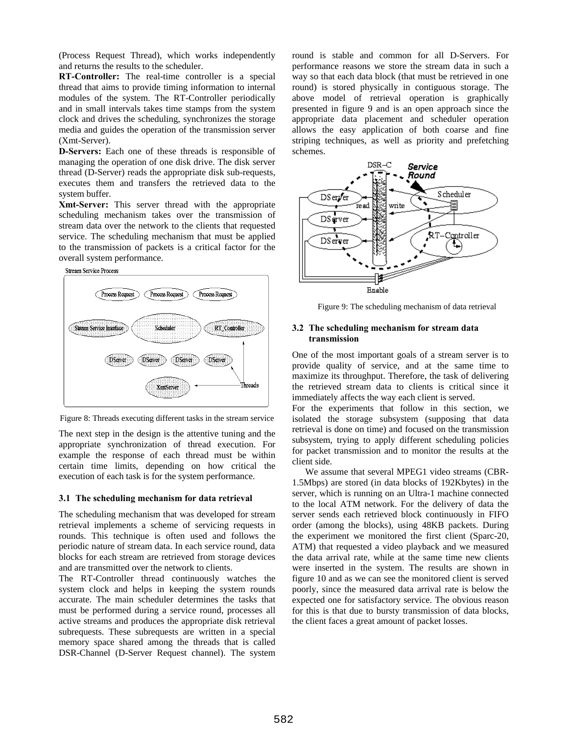(Process Request Thread), which works independently and returns the results to the scheduler.

**RT-Controller:** The real-time controller is a special thread that aims to provide timing information to internal modules of the system. The RT-Controller periodically and in small intervals takes time stamps from the system clock and drives the scheduling, synchronizes the storage media and guides the operation of the transmission server (Xmt-Server).

**D-Servers:** Each one of these threads is responsible of managing the operation of one disk drive. The disk server thread (D-Server) reads the appropriate disk sub-requests, executes them and transfers the retrieved data to the system buffer.

**Xmt-Server:** This server thread with the appropriate scheduling mechanism takes over the transmission of stream data over the network to the clients that requested service. The scheduling mechanism that must be applied to the transmission of packets is a critical factor for the overall system performance.

Figure 8: Threads executing different tasks in the stream service

The next step in the design is the attentive tuning and the appropriate synchronization of thread execution. For example the response of each thread must be within certain time limits, depending on how critical the execution of each task is for the system performance.

### 3.1 The scheduling mechanism for data retrieval

The scheduling mechanism that was developed for stream retrieval implements a scheme of servicing requests in rounds. This technique is often used and follows the periodic nature of stream data. In each service round, data blocks for each stream are retrieved from storage devices and are transmitted over the network to clients.

The RT-Controller thread continuously watches the system clock and helps in keeping the system rounds accurate. The main scheduler determines the tasks that must be performed during a service round, processes all active streams and produces the appropriate disk retrieval subrequests. These subrequests are written in a special memory space shared among the threads that is called DSR-Channel (D-Server Request channel). The system round is stable and common for all D-Servers. For performance reasons we store the stream data in such a way so that each data block (that must be retrieved in one round) is stored physically in contiguous storage. The above model of retrieval operation is graphically presented in figure 9 and is an open approach since the appropriate data placement and scheduler operation allows the easy application of both coarse and fine striping techniques, as well as priority and prefetching schemes.

Figure 9: The scheduling mechanism of data retrieval

### 3.2 The scheduling mechanism for stream data transmission

One of the most important goals of a stream server is to provide quality of service, and at the same time to maximize its throughput. Therefore, the task of delivering the retrieved stream data to clients is critical since it immediately affects the way each client is served.

For the experiments that follow in this section, we isolated the storage subsystem (supposing that data retrieval is done on time) and focused on the transmission subsystem, trying to apply different scheduling policies for packet transmission and to monitor the results at the client side.

We assume that several MPEG1 video streams (CBR-1.5Mbps) are stored (in data blocks of 192Kbytes) in the server, which is running on an Ultra-1 machine connected to the local ATM network. For the delivery of data the server sends each retrieved block continuously in FIFO order (among the blocks), using 48KB packets. During the experiment we monitored the first client (Sparc-20, ATM) that requested a video playback and we measured the data arrival rate, while at the same time new clients were inserted in the system. The results are shown in figure 10 and as we can see the monitored client is served poorly, since the measured data arrival rate is below the expected one for satisfactory service. The obvious reason for this is that due to bursty transmission of data blocks, the client faces a great amount of packet losses.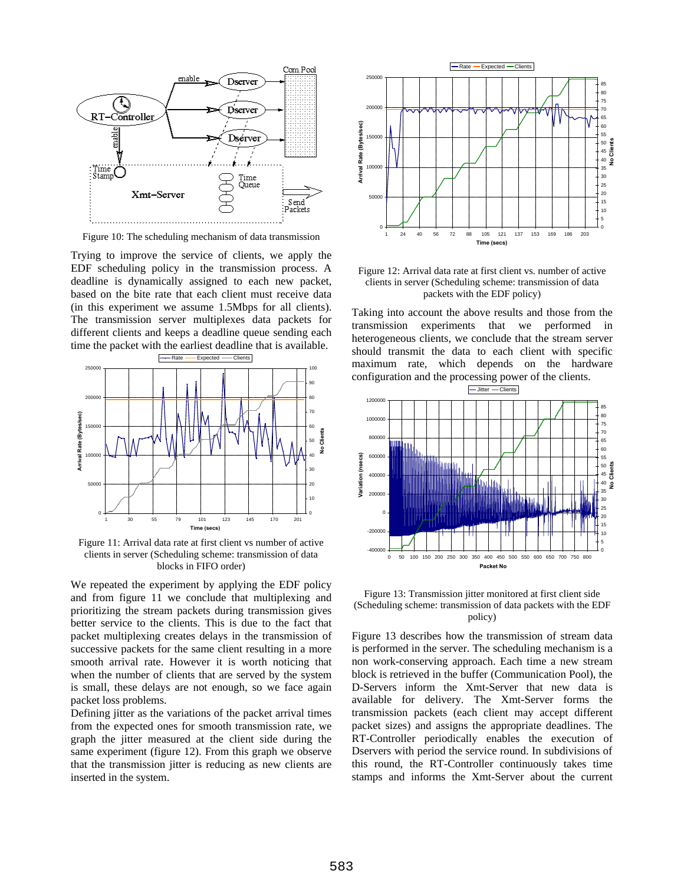Figure 10: The scheduling mechanism of data transmission

Trying to improve the service of clients, we apply the EDF scheduling policy in the transmission process. A deadline is dynamically assigned to each new packet, based on the bite rate that each client must receive data (in this experiment we assume 1.5Mbps for all clients). The transmission server multiplexes data packets for different clients and keeps a deadline queue sending each time the packet with the earliest deadline that is available.

Figure 11: Arrival data rate at first client vs number of active clients in server (Scheduling scheme: transmission of data blocks in FIFO order)

We repeated the experiment by applying the EDF policy and from figure 11 we conclude that multiplexing and prioritizing the stream packets during transmission gives better service to the clients. This is due to the fact that packet multiplexing creates delays in the transmission of successive packets for the same client resulting in a more smooth arrival rate. However it is worth noticing that when the number of clients that are served by the system is small, these delays are not enough, so we face again packet loss problems.

Defining jitter as the variations of the packet arrival times from the expected ones for smooth transmission rate, we graph the jitter measured at the client side during the same experiment (figure 12). From this graph we observe that the transmission jitter is reducing as new clients are inserted in the system.

Figure 12: Arrival data rate at first client vs. number of active clients in server (Scheduling scheme: transmission of data packets with the EDF policy)

Taking into account the above results and those from the transmission experiments that we performed in heterogeneous clients, we conclude that the stream server should transmit the data to each client with specific maximum rate, which depends on the hardware configuration and the processing power of the clients.

Figure 13: Transmission jitter monitored at first client side (Scheduling scheme: transmission of data packets with the EDF policy)

Figure 13 describes how the transmission of stream data is performed in the server. The scheduling mechanism is a non work-conserving approach. Each time a new stream block is retrieved in the buffer (Communication Pool), the D-Servers inform the Xmt-Server that new data is available for delivery. The Xmt-Server forms the transmission packets (each client may accept different packet sizes) and assigns the appropriate deadlines. The RT-Controller periodically enables the execution of Dservers with period the service round. In subdivisions of this round, the RT-Controller continuously takes time stamps and informs the Xmt-Server about the current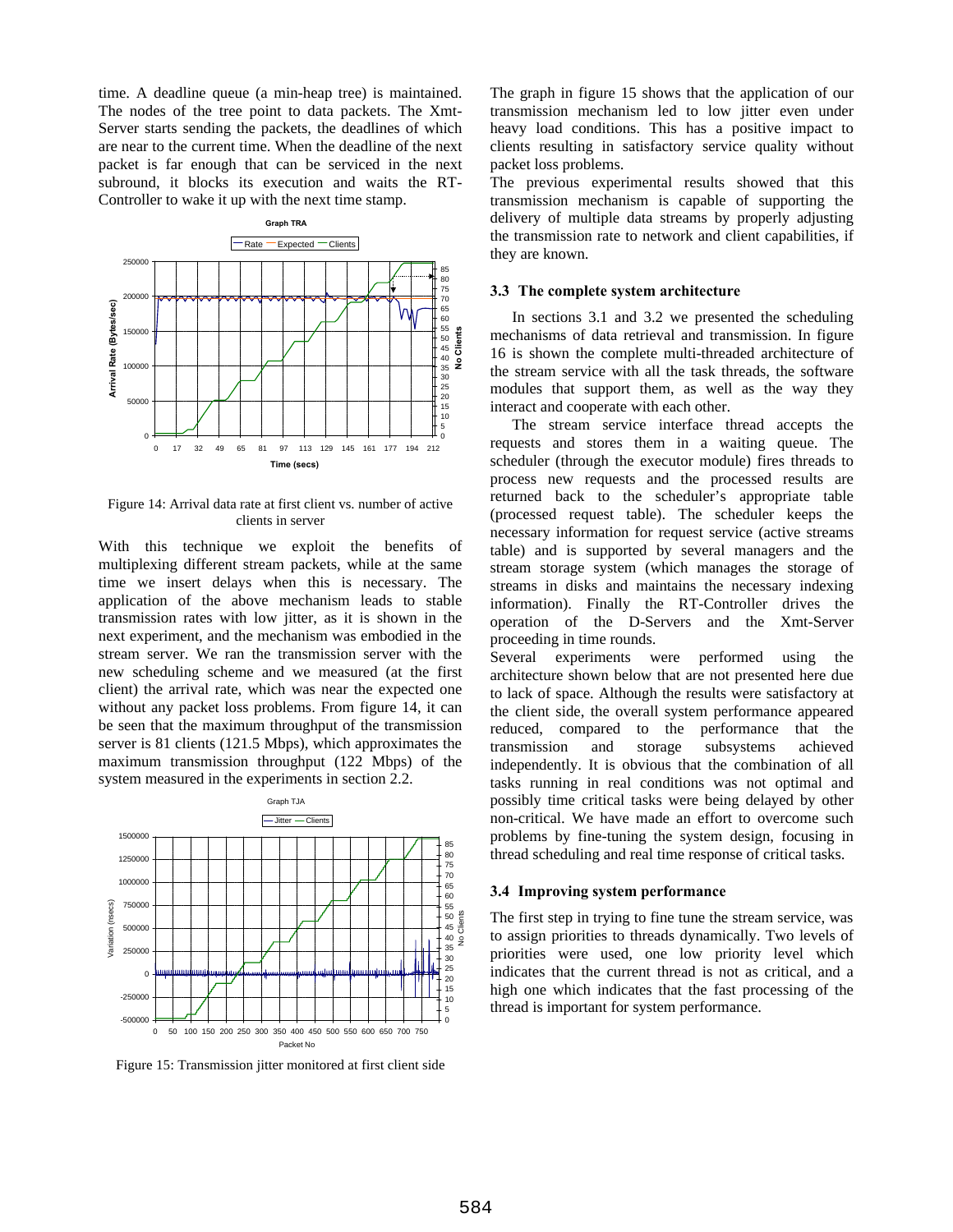time. A deadline queue (a min-heap tree) is maintained. The nodes of the tree point to data packets. The Xmt-Server starts sending the packets, the deadlines of which are near to the current time. When the deadline of the next packet is far enough that can be serviced in the next subround, it blocks its execution and waits the RT-Controller to wake it up with the next time stamp.

Figure 14: Arrival data rate at first client vs. number of active clients in server

With this technique we exploit the benefits of multiplexing different stream packets, while at the same time we insert delays when this is necessary. The application of the above mechanism leads to stable transmission rates with low jitter, as it is shown in the next experiment, and the mechanism was embodied in the stream server. We ran the transmission server with the new scheduling scheme and we measured (at the first client) the arrival rate, which was near the expected one without any packet loss problems. From figure 14, it can be seen that the maximum throughput of the transmission server is 81 clients (121.5 Mbps), which approximates the maximum transmission throughput (122 Mbps) of the system measured in the experiments in section 2.2.

Figure 15: Transmission jitter monitored at first client side

The graph in figure 15 shows that the application of our transmission mechanism led to low jitter even under heavy load conditions. This has a positive impact to clients resulting in satisfactory service quality without packet loss problems.

The previous experimental results showed that this transmission mechanism is capable of supporting the delivery of multiple data streams by properly adjusting the transmission rate to network and client capabilities, if they are known.

### 3.3 The complete system architecture

In sections 3.1 and 3.2 we presented the scheduling mechanisms of data retrieval and transmission. In figure 16 is shown the complete multi-threaded architecture of the stream service with all the task threads, the software modules that support them, as well as the way they interact and cooperate with each other.

The stream service interface thread accepts the requests and stores them in a waiting queue. The scheduler (through the executor module) fires threads to process new requests and the processed results are returned back to the scheduler's appropriate table (processed request table). The scheduler keeps the necessary information for request service (active streams table) and is supported by several managers and the stream storage system (which manages the storage of streams in disks and maintains the necessary indexing information). Finally the RT-Controller drives the operation of the D-Servers and the Xmt-Server proceeding in time rounds.

Several experiments were performed using the architecture shown below that are not presented here due to lack of space. Although the results were satisfactory at the client side, the overall system performance appeared reduced, compared to the performance that the transmission and storage subsystems achieved independently. It is obvious that the combination of all tasks running in real conditions was not optimal and possibly time critical tasks were being delayed by other non-critical. We have made an effort to overcome such problems by fine-tuning the system design, focusing in thread scheduling and real time response of critical tasks.

### 3.4 Improving system performance

The first step in trying to fine tune the stream service, was to assign priorities to threads dynamically. Two levels of priorities were used, one low priority level which indicates that the current thread is not as critical, and a high one which indicates that the fast processing of the thread is important for system performance.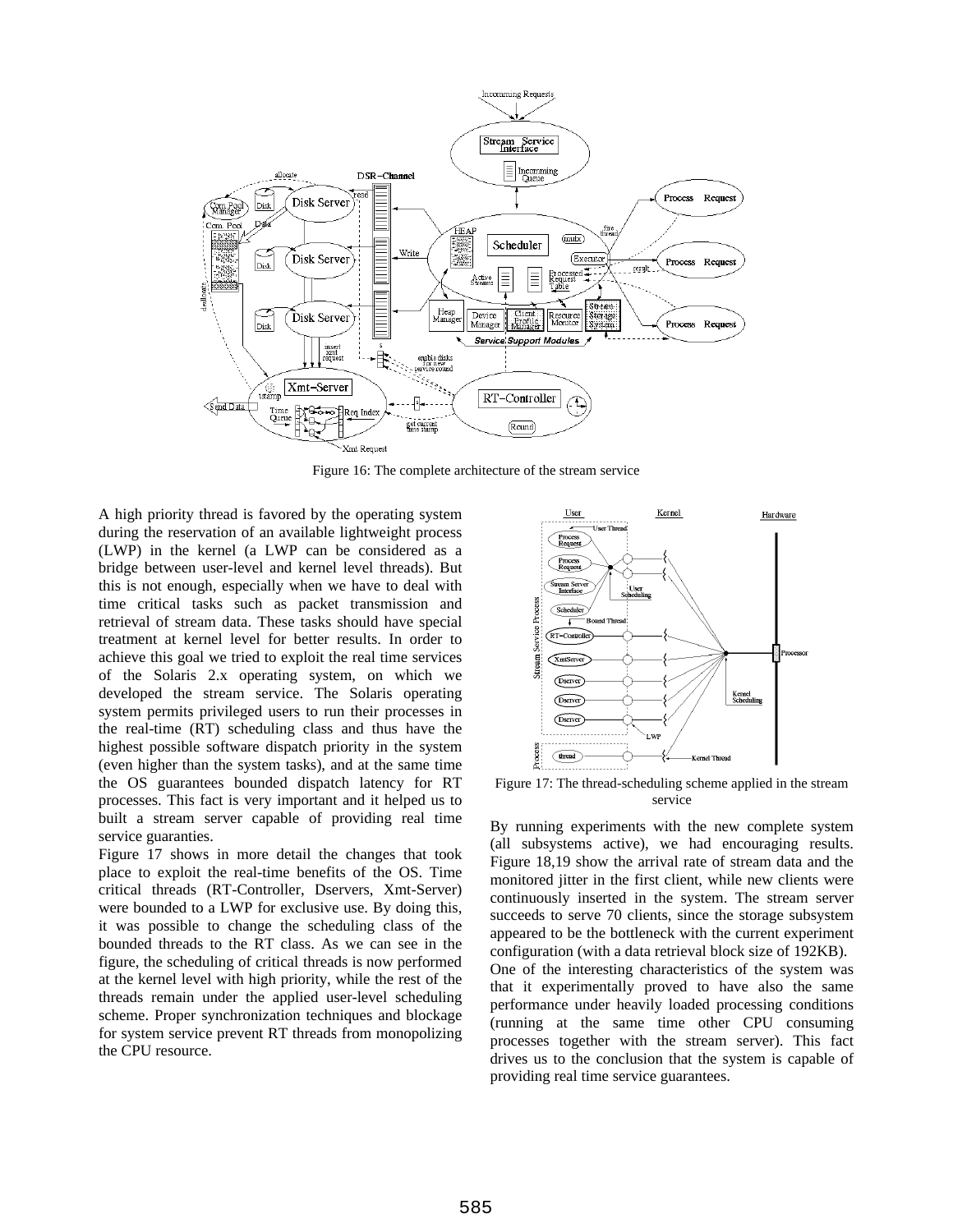Figure 16: The complete architecture of the stream service

A high priority thread is favored by the operating system during the reservation of an available lightweight process (LWP) in the kernel (a LWP can be considered as a bridge between user-level and kernel level threads). But this is not enough, especially when we have to deal with time critical tasks such as packet transmission and retrieval of stream data. These tasks should have special treatment at kernel level for better results. In order to achieve this goal we tried to exploit the real time services of the Solaris 2.x operating system, on which we developed the stream service. The Solaris operating system permits privileged users to run their processes in the real-time (RT) scheduling class and thus have the highest possible software dispatch priority in the system (even higher than the system tasks), and at the same time the OS guarantees bounded dispatch latency for RT processes. This fact is very important and it helped us to built a stream server capable of providing real time service guaranties.

Figure 17 shows in more detail the changes that took place to exploit the real-time benefits of the OS. Time critical threads (RT-Controller, Dservers, Xmt-Server) were bounded to a LWP for exclusive use. By doing this, it was possible to change the scheduling class of the bounded threads to the RT class. As we can see in the figure, the scheduling of critical threads is now performed at the kernel level with high priority, while the rest of the threads remain under the applied user-level scheduling scheme. Proper synchronization techniques and blockage for system service prevent RT threads from monopolizing the CPU resource.

Figure 17: The thread-scheduling scheme applied in the stream service

By running experiments with the new complete system (all subsystems active), we had encouraging results. Figure 18,19 show the arrival rate of stream data and the monitored jitter in the first client, while new clients were continuously inserted in the system. The stream server succeeds to serve 70 clients, since the storage subsystem appeared to be the bottleneck with the current experiment configuration (with a data retrieval block size of 192KB).

One of the interesting characteristics of the system was that it experimentally proved to have also the same performance under heavily loaded processing conditions (running at the same time other CPU consuming processes together with the stream server). This fact drives us to the conclusion that the system is capable of providing real time service guarantees.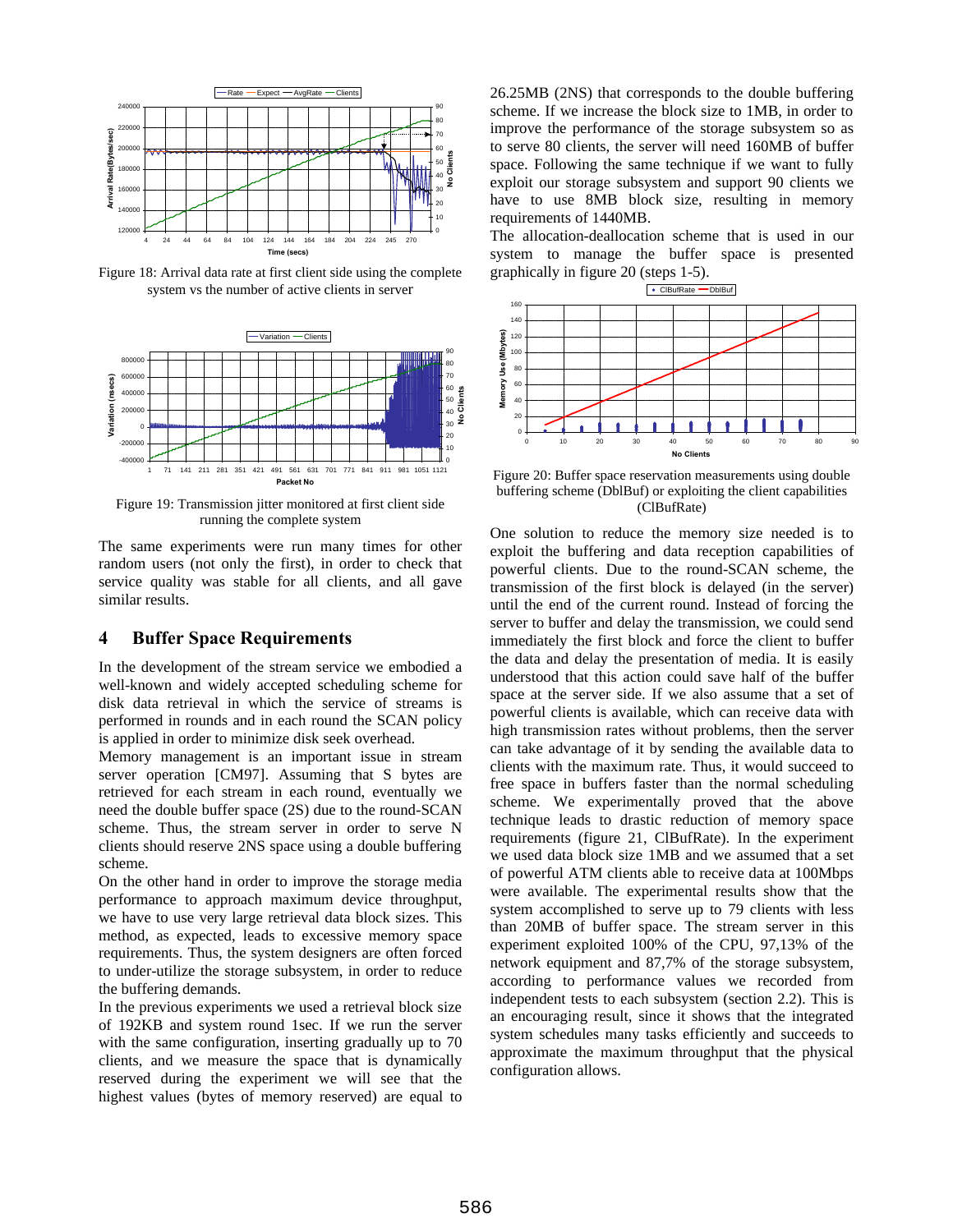Figure 18: Arrival data rate at first client side using the complete system vs the number of active clients in server

Figure 19: Transmission jitter monitored at first client side running the complete system

The same experiments were run many times for other random users (not only the first), in order to check that service quality was stable for all clients, and all gave similar results.

## 4 Buffer Space Requirements

In the development of the stream service we embodied a well-known and widely accepted scheduling scheme for disk data retrieval in which the service of streams is performed in rounds and in each round the SCAN policy is applied in order to minimize disk seek overhead.

Memory management is an important issue in stream server operation [CM97]. Assuming that S bytes are retrieved for each stream in each round, eventually we need the double buffer space (2S) due to the round-SCAN scheme. Thus, the stream server in order to serve N clients should reserve 2NS space using a double buffering scheme.

On the other hand in order to improve the storage media performance to approach maximum device throughput, we have to use very large retrieval data block sizes. This method, as expected, leads to excessive memory space requirements. Thus, the system designers are often forced to under-utilize the storage subsystem, in order to reduce the buffering demands.

In the previous experiments we used a retrieval block size of 192KB and system round 1sec. If we run the server with the same configuration, inserting gradually up to 70 clients, and we measure the space that is dynamically reserved during the experiment we will see that the highest values (bytes of memory reserved) are equal to 26.25MB (2NS) that corresponds to the double buffering scheme. If we increase the block size to 1MB, in order to improve the performance of the storage subsystem so as to serve 80 clients, the server will need 160MB of buffer space. Following the same technique if we want to fully exploit our storage subsystem and support 90 clients we have to use 8MB block size, resulting in memory requirements of 1440MB.

The allocation-deallocation scheme that is used in our system to manage the buffer space is presented graphically in figure 20 (steps 1-5).

Figure 20: Buffer space reservation measurements using double buffering scheme (DblBuf) or exploiting the client capabilities (ClBufRate)

One solution to reduce the memory size needed is to exploit the buffering and data reception capabilities of powerful clients. Due to the round-SCAN scheme, the transmission of the first block is delayed (in the server) until the end of the current round. Instead of forcing the server to buffer and delay the transmission, we could send immediately the first block and force the client to buffer the data and delay the presentation of media. It is easily understood that this action could save half of the buffer space at the server side. If we also assume that a set of powerful clients is available, which can receive data with high transmission rates without problems, then the server can take advantage of it by sending the available data to clients with the maximum rate. Thus, it would succeed to free space in buffers faster than the normal scheduling scheme. We experimentally proved that the above technique leads to drastic reduction of memory space requirements (figure 21, ClBufRate). In the experiment we used data block size 1MB and we assumed that a set of powerful ATM clients able to receive data at 100Mbps were available. The experimental results show that the system accomplished to serve up to 79 clients with less than 20MB of buffer space. The stream server in this experiment exploited 100% of the CPU, 97,13% of the network equipment and 87,7% of the storage subsystem, according to performance values we recorded from independent tests to each subsystem (section 2.2). This is an encouraging result, since it shows that the integrated system schedules many tasks efficiently and succeeds to approximate the maximum throughput that the physical configuration allows.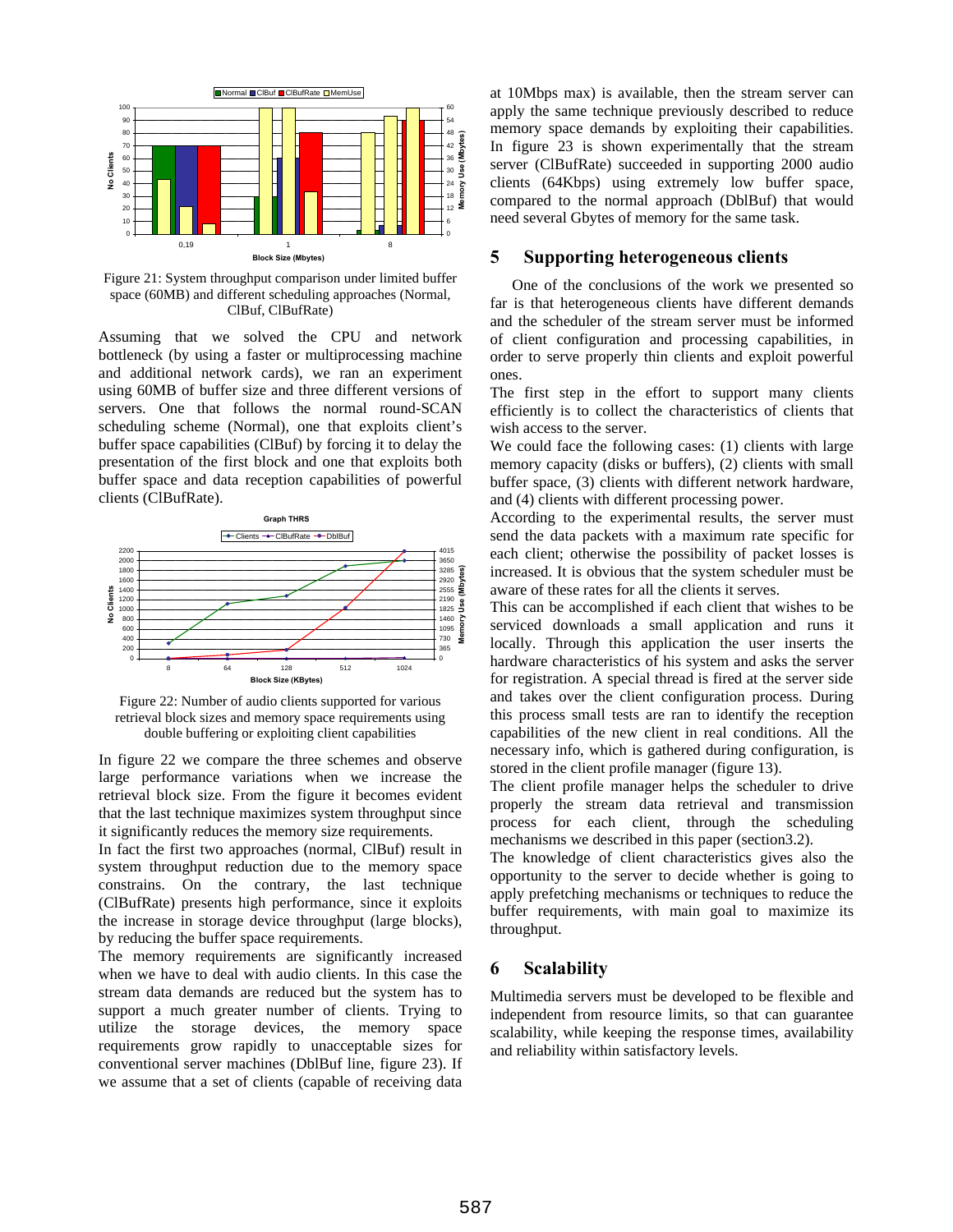Figure 21: System throughput comparison under limited buffer space (60MB) and different scheduling approaches (Normal, ClBuf, ClBufRate)

Assuming that we solved the CPU and network bottleneck (by using a faster or multiprocessing machine and additional network cards), we ran an experiment using 60MB of buffer size and three different versions of servers. One that follows the normal round-SCAN scheduling scheme (Normal), one that exploits client's buffer space capabilities (ClBuf) by forcing it to delay the presentation of the first block and one that exploits both buffer space and data reception capabilities of powerful clients (ClBufRate).

Figure 22: Number of audio clients supported for various retrieval block sizes and memory space requirements using double buffering or exploiting client capabilities

In figure 22 we compare the three schemes and observe large performance variations when we increase the retrieval block size. From the figure it becomes evident that the last technique maximizes system throughput since it significantly reduces the memory size requirements.

In fact the first two approaches (normal, ClBuf) result in system throughput reduction due to the memory space constrains. On the contrary, the last technique (ClBufRate) presents high performance, since it exploits the increase in storage device throughput (large blocks), by reducing the buffer space requirements.

The memory requirements are significantly increased when we have to deal with audio clients. In this case the stream data demands are reduced but the system has to support a much greater number of clients. Trying to utilize the storage devices, the memory space requirements grow rapidly to unacceptable sizes for conventional server machines (DblBuf line, figure 23). If we assume that a set of clients (capable of receiving data at 10Mbps max) is available, then the stream server can apply the same technique previously described to reduce memory space demands by exploiting their capabilities. In figure 23 is shown experimentally that the stream server (ClBufRate) succeeded in supporting 2000 audio clients (64Kbps) using extremely low buffer space, compared to the normal approach (DblBuf) that would need several Gbytes of memory for the same task.

## 5 Supporting heterogeneous clients

One of the conclusions of the work we presented so far is that heterogeneous clients have different demands and the scheduler of the stream server must be informed of client configuration and processing capabilities, in order to serve properly thin clients and exploit powerful ones.

The first step in the effort to support many clients efficiently is to collect the characteristics of clients that wish access to the server.

We could face the following cases: (1) clients with large memory capacity (disks or buffers), (2) clients with small buffer space, (3) clients with different network hardware, and (4) clients with different processing power.

According to the experimental results, the server must send the data packets with a maximum rate specific for each client; otherwise the possibility of packet losses is increased. It is obvious that the system scheduler must be aware of these rates for all the clients it serves.

This can be accomplished if each client that wishes to be serviced downloads a small application and runs it locally. Through this application the user inserts the hardware characteristics of his system and asks the server for registration. A special thread is fired at the server side and takes over the client configuration process. During this process small tests are ran to identify the reception capabilities of the new client in real conditions. All the necessary info, which is gathered during configuration, is stored in the client profile manager (figure 13).

The client profile manager helps the scheduler to drive properly the stream data retrieval and transmission process for each client, through the scheduling mechanisms we described in this paper (section3.2).

The knowledge of client characteristics gives also the opportunity to the server to decide whether is going to apply prefetching mechanisms or techniques to reduce the buffer requirements, with main goal to maximize its throughput.

## 6 Scalability

Multimedia servers must be developed to be flexible and independent from resource limits, so that can guarantee scalability, while keeping the response times, availability and reliability within satisfactory levels.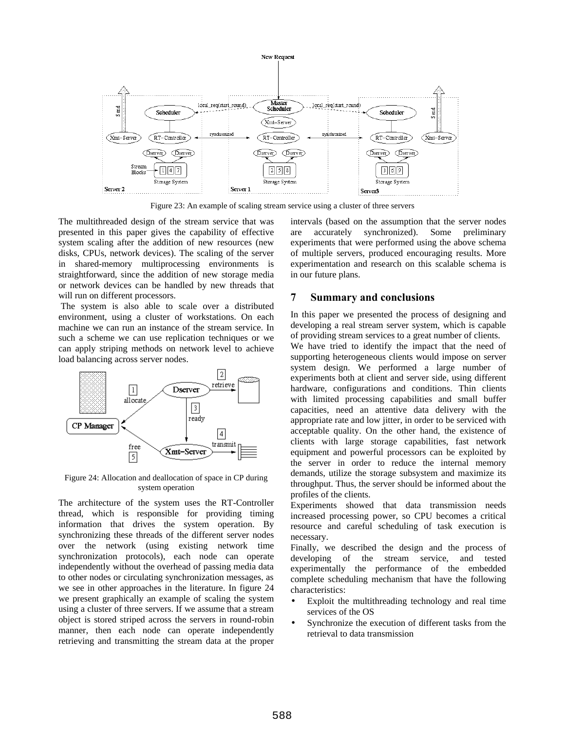Figure 23: An example of scaling stream service using a cluster of three servers

The multithreaded design of the stream service that was presented in this paper gives the capability of effective system scaling after the addition of new resources (new disks, CPUs, network devices). The scaling of the server in shared-memory multiprocessing environments is straightforward, since the addition of new storage media or network devices can be handled by new threads that will run on different processors.

The system is also able to scale over a distributed environment, using a cluster of workstations. On each machine we can run an instance of the stream service. In such a scheme we can use replication techniques or we can apply striping methods on network level to achieve load balancing across server nodes.

Figure 24: Allocation and deallocation of space in CP during system operation

The architecture of the system uses the RT-Controller thread, which is responsible for providing timing information that drives the system operation. By synchronizing these threads of the different server nodes over the network (using existing network time synchronization protocols), each node can operate independently without the overhead of passing media data to other nodes or circulating synchronization messages, as we see in other approaches in the literature. In figure 24 we present graphically an example of scaling the system using a cluster of three servers. If we assume that a stream object is stored striped across the servers in round-robin manner, then each node can operate independently retrieving and transmitting the stream data at the proper intervals (based on the assumption that the server nodes are accurately synchronized). Some preliminary experiments that were performed using the above schema of multiple servers, produced encouraging results. More experimentation and research on this scalable schema is in our future plans.

## 7 Summary and conclusions

In this paper we presented the process of designing and developing a real stream server system, which is capable of providing stream services to a great number of clients.

We have tried to identify the impact that the need of supporting heterogeneous clients would impose on server system design. We performed a large number of experiments both at client and server side, using different hardware, configurations and conditions. Thin clients with limited processing capabilities and small buffer capacities, need an attentive data delivery with the appropriate rate and low jitter, in order to be serviced with acceptable quality. On the other hand, the existence of clients with large storage capabilities, fast network equipment and powerful processors can be exploited by the server in order to reduce the internal memory demands, utilize the storage subsystem and maximize its throughput. Thus, the server should be informed about the profiles of the clients.

Experiments showed that data transmission needs increased processing power, so CPU becomes a critical resource and careful scheduling of task execution is necessary.

Finally, we described the design and the process of developing of the stream service, and tested experimentally the performance of the embedded complete scheduling mechanism that have the following characteristics:

- Exploit the multithreading technology and real time services of the OS
- Synchronize the execution of different tasks from the retrieval to data transmission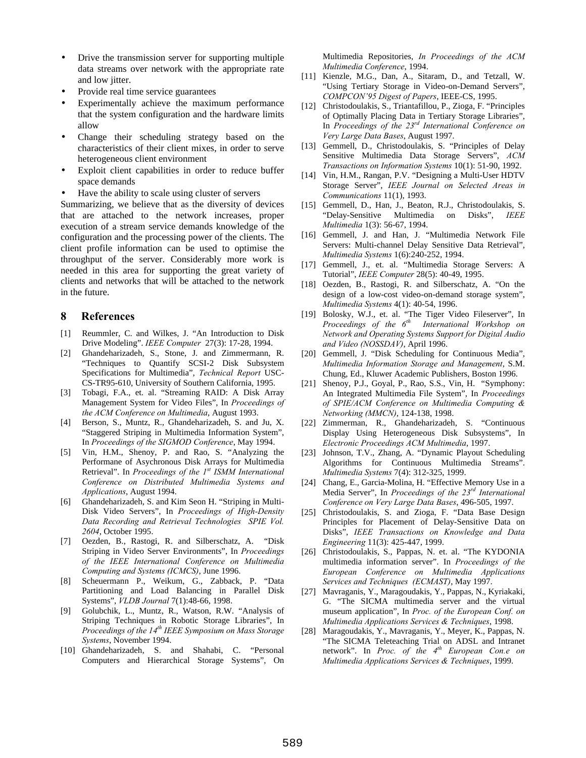- Drive the transmission server for supporting multiple data streams over network with the appropriate rate and low jitter.
- Provide real time service guarantees
- Experimentally achieve the maximum performance that the system configuration and the hardware limits allow
- Change their scheduling strategy based on the characteristics of their client mixes, in order to serve heterogeneous client environment
- Exploit client capabilities in order to reduce buffer space demands
- Have the ability to scale using cluster of servers

Summarizing, we believe that as the diversity of devices that are attached to the network increases, proper execution of a stream service demands knowledge of the configuration and the processing power of the clients. The client profile information can be used to optimise the throughput of the server. Considerably more work is needed in this area for supporting the great variety of clients and networks that will be attached to the network in the future.

## 8 References

[1] Reummler, C. and Wilkes, J. "An Introduction to Disk Drive Modeling". *IEEE Computer* 27(3): 17-28, 1994.

[2] Ghandeharizadeh, S., Stone, J. and Zimmermann, R. "Techniques to Quantify SCSI-2 Disk Subsystem Specifications for Multimedia", *Technical Report* USC-CS-TR95-610, University of Southern California, 1995.

[3] Tobagi, F.A., et. al. "Streaming RAID: A Disk Array Management System for Video Files", In *Proceedings of the ACM Conference on Multimedia*, August 1993.

[4] Berson, S., Muntz, R., Ghandeharizadeh, S. and Ju, X. "Staggered Striping in Multimedia Information System", In *Proceedings of the SIGMOD Conference*, May 1994.

[5] Vin, H.M., Shenoy, P. and Rao, S. "Analyzing the Performane of Asychronous Disk Arrays for Multimedia Retrieval". In *Proceedings of the 1st ISMM International Conference on Distributed Multimedia Systems and Applications*, August 1994.

[6] Ghandeharizadeh, S. and Kim Seon H. "Striping in Multi-Disk Video Servers", In *Proceedings of High-Density Data Recording and Retrieval Technologies SPIE Vol. 2604*, October 1995.

[7] Oezden, B., Rastogi, R. and Silberschatz, A. "Disk Striping in Video Server Environments", In *Proceedings of the IEEE International Conference on Multimedia Computing and Systems (ICMCS)*, June 1996.

[8] Scheuermann P., Weikum, G., Zabback, P. "Data Partitioning and Load Balancing in Parallel Disk Systems", *VLDB Journal* 7(1):48-66, 1998.

[9] Golubchik, L., Muntz, R., Watson, R.W. "Analysis of Striping Techniques in Robotic Storage Libraries", In *Proceedings of the 14th IEEE Symposium on Mass Storage Systems*, November 1994.

[10] Ghandeharizadeh, S. and Shahabi, C. "Personal Computers and Hierarchical Storage Systems", On Multimedia Repositories, *In Proceedings of the ACM Multimedia Conference*, 1994.

[11] Kienzle, M.G., Dan, A., Sitaram, D., and Tetzall, W. "Using Tertiary Storage in Video-on-Demand Servers", *COMPCON'95 Digest of Papers*, IEEE-CS, 1995.

[12] Christodoulakis, S., Triantafillou, P., Zioga, F. "Principles of Optimally Placing Data in Tertiary Storage Libraries", In *Proceedings of the 23rd International Conference on Very Large Data Bases*, August 1997.

[13] Gemmell, D., Christodoulakis, S. "Principles of Delay Sensitive Multimedia Data Storage Servers", *ACM Transactions on Information Systems* 10(1): 51-90, 1992.

[14] Vin, H.M., Rangan, P.V. "Designing a Multi-User HDTV Storage Server", *IEEE Journal on Selected Areas in Communications* 11(1), 1993.

[15] Gemmell, D., Han, J., Beaton, R.J., Christodoulakis, S. "Delay-Sensitive Multimedia on Disks", *IEEE Multimedia* 1(3): 56-67, 1994.

[16] Gemmell, J. and Han, J. "Multimedia Network File Servers: Multi-channel Delay Sensitive Data Retrieval", *Multimedia Systems* 1(6):240-252, 1994.

[17] Gemmell, J., et. al. "Multimedia Storage Servers: A Tutorial", *IEEE Computer* 28(5): 40-49, 1995.

[18] Oezden, B., Rastogi, R. and Silberschatz, A. "On the design of a low-cost video-on-demand storage system", *Multimedia Systems* 4(1): 40-54, 1996.

[19] Bolosky, W.J., et. al. "The Tiger Video Fileserver", In *Proceedings of the 6th International Workshop on Network and Operating Systems Support for Digital Audio and Video (NOSSDAV)*, April 1996.

[20] Gemmell, J. "Disk Scheduling for Continuous Media", *Multimedia Information Storage and Management*, S.M. Chung, Ed., Kluwer Academic Publishers, Boston 1996.

[21] Shenoy, P.J., Goyal, P., Rao, S.S., Vin, H. "Symphony: An Integrated Multimedia File System", In *Proceedings of SPIE/ACM Conference on Multimedia Computing & Networking (MMCN)*, 124-138, 1998.

[22] Zimmerman, R., Ghandeharizadeh, S. "Continuous Display Using Heterogeneous Disk Subsystems", In *Electronic Proceedings ACM Multimedia*, 1997.

[23] Johnson, T.V., Zhang, A. "Dynamic Playout Scheduling Algorithms for Continuous Multimedia Streams". *Multimedia Systems* 7(4): 312-325, 1999.

[24] Chang, E., Garcia-Molina, H. "Effective Memory Use in a Media Server", In *Proceedings of the 23rd International Conference on Very Large Data Bases*, 496-505, 1997.

[25] Christodoulakis, S. and Zioga, F. "Data Base Design Principles for Placement of Delay-Sensitive Data on Disks", *IEEE Transactions on Knowledge and Data Engineering* 11(3): 425-447, 1999.

[26] Christodoulakis, S., Pappas, N. et. al. "The KYDONIA multimedia information server". In *Proceedings of the European Conference on Multimedia Applications Services and Techniques (ECMAST)*, May 1997.

[27] Mavraganis, Y., Maragoudakis, Y., Pappas, N., Kyriakaki, G. "The SICMA multimedia server and the virtual museum application", In *Proc. of the European Conf. on Multimedia Applications Services & Techniques*, 1998.

[28] Maragoudakis, Y., Mavraganis, Y., Meyer, K., Pappas, N. "The SICMA Teleteaching Trial on ADSL and Intranet network". In *Proc. of the 4th European Con.e on Multimedia Applications Services & Techniques*, 1999.